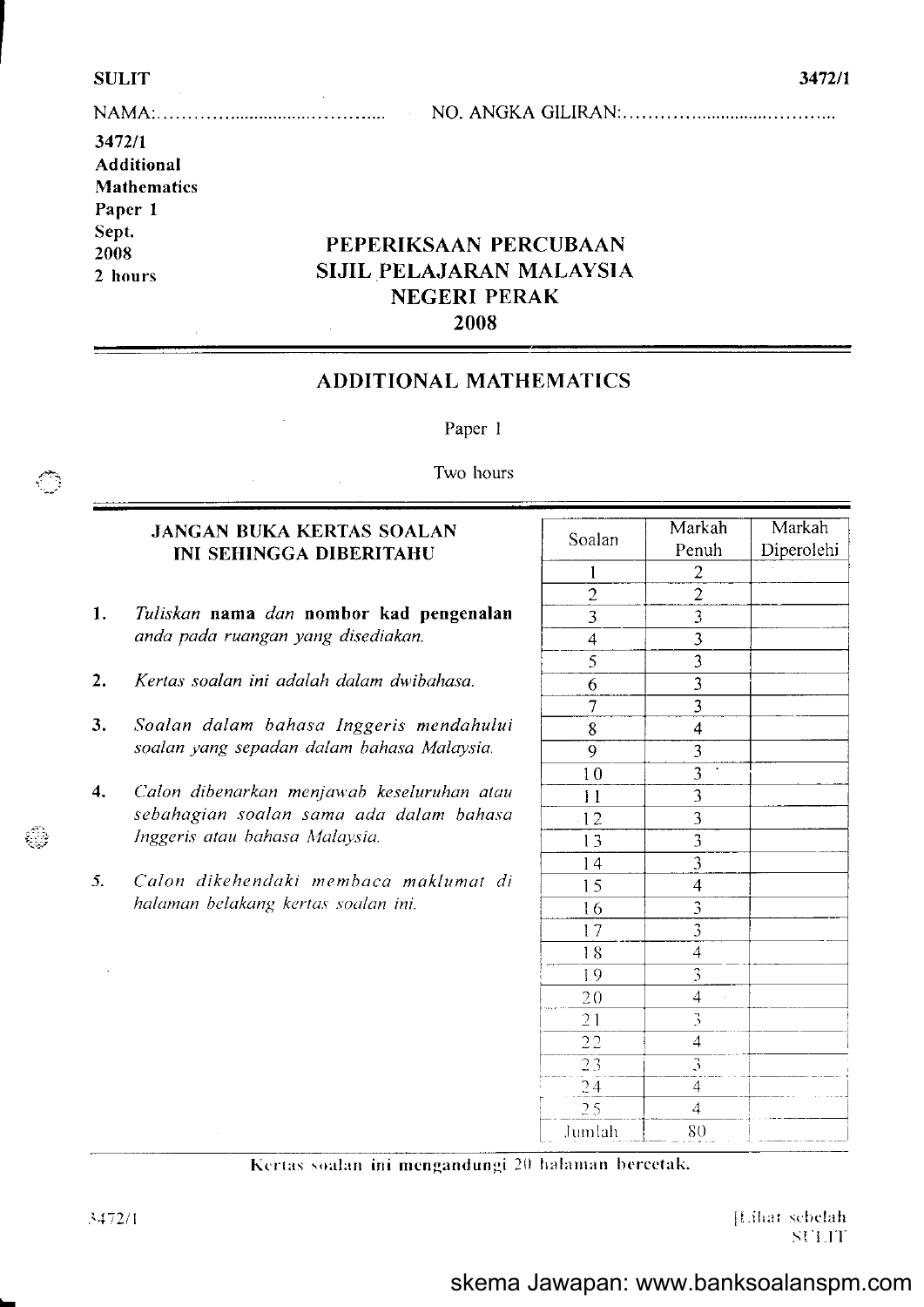SULIT 3472/1

NAMA:…………...............………..... NO. ANGKA GILIRAN:………….............………..

**3472/1**
**Additional Mathematics**
**Paper 1**
**Sept. 2008**
**2 hours**

# PEPERIKSAAN PERCUBAAN SIJIL PELAJARAN MALAYSIA NEGERI PERAK 2008

## ADDITIONAL MATHEMATICS

Paper 1

Two hours

**JANGAN BUKA KERTAS SOALAN INI SEHINGGA DIBERITAHU**

1. *Tuliskan* **nama** *dan* **nombor kad pengenalan** *anda pada ruangan yang disediakan.*
2. *Kertas soalan ini adalah dalam dwibahasa.*
3. *Soalan dalam bahasa Inggeris mendahului soalan yang sepadan dalam bahasa Malaysia.*
4. *Calon dibenarkan menjawab keseluruhan atau sebahagian soalan sama ada dalam bahasa Inggeris atau bahasa Malaysia.*
5. *Calon dikehendaki membaca maklumat di halaman belakang kertas soalan ini.*

| Soalan | Markah Penuh | Markah Diperolehi |
|---|---|---|
| 1 | 2 | |
| 2 | 2 | |
| 3 | 3 | |
| 4 | 3 | |
| 5 | 3 | |
| 6 | 3 | |
| 7 | 3 | |
| 8 | 4 | |
| 9 | 3 | |
| 10 | 3 | |
| 11 | 3 | |
| 12 | 3 | |
| 13 | 3 | |
| 14 | 3 | |
| 15 | 4 | |
| 16 | 3 | |
| 17 | 3 | |
| 18 | 4 | |
| 19 | 3 | |
| 20 | 4 | |
| 21 | 3 | |
| 22 | 4 | |
| 23 | 3 | |
| 24 | 4 | |
| 25 | 4 | |
| Jumlah | 80 | |

**Kertas soalan ini mengandungi 20 halaman bercetak.**

3472/1 [Lihat sebelah
SULIT

skema Jawapan: www.banksoalanspm.com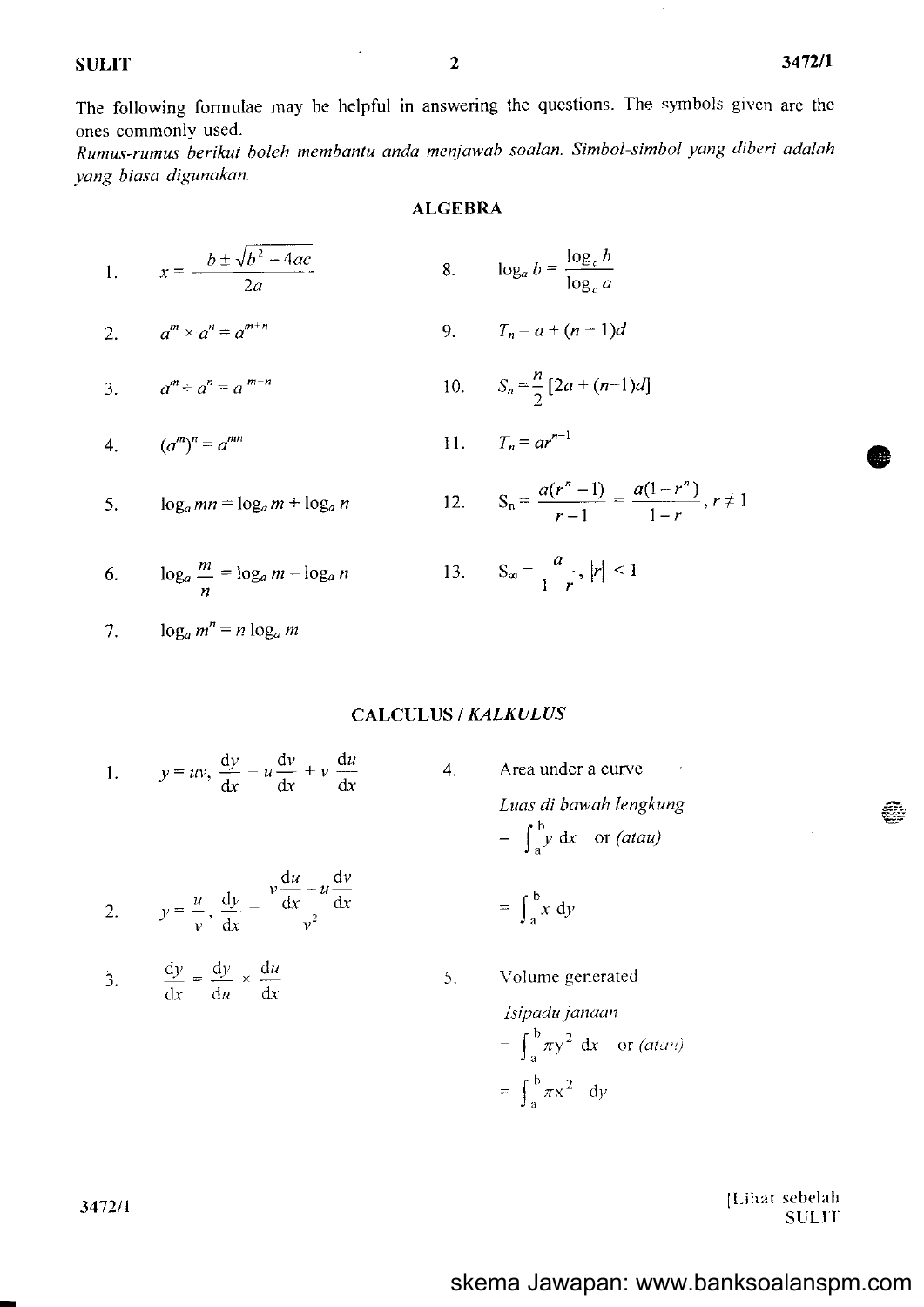The following formulae may be helpful in answering the questions. The symbols given are the ones commonly used.
*Rumus-rumus berikut boleh membantu anda menjawab soalan. Simbol-simbol yang diberi adalah yang biasa digunakan.*

## ALGEBRA

1. $x = \dfrac{-b \pm \sqrt{b^2 - 4ac}}{2a}$

2. $a^m \times a^n = a^{m+n}$

3. $a^m \div a^n = a^{m-n}$

4. $(a^m)^n = a^{mn}$

5. $\log_a mn = \log_a m + \log_a n$

6. $\log_a \dfrac{m}{n} = \log_a m - \log_a n$

7. $\log_a m^n = n \log_a m$

8. $\log_a b = \dfrac{\log_c b}{\log_c a}$

9. $T_n = a + (n-1)d$

10. $S_n = \dfrac{n}{2}[2a + (n-1)d]$

11. $T_n = ar^{n-1}$

12. $S_n = \dfrac{a(r^n - 1)}{r-1} = \dfrac{a(1-r^n)}{1-r}, r \neq 1$

13. $S_\infty = \dfrac{a}{1-r}, |r| < 1$

## CALCULUS / *KALKULUS*

1. $y = uv, \dfrac{dy}{dx} = u\dfrac{dv}{dx} + v\dfrac{du}{dx}$

2. $y = \dfrac{u}{v}, \dfrac{dy}{dx} = \dfrac{v\dfrac{du}{dx} - u\dfrac{dv}{dx}}{v^2}$

3. $\dfrac{dy}{dx} = \dfrac{dy}{du} \times \dfrac{du}{dx}$

4. Area under a curve
   *Luas di bawah lengkung*
   $= \int_a^b y \, dx$ or *(atau)*
   $= \int_a^b x \, dy$

5. Volume generated
   *Isipadu janaan*
   $= \int_a^b \pi y^2 \, dx$ or *(atau)*
   $= \int_a^b \pi x^2 \, dy$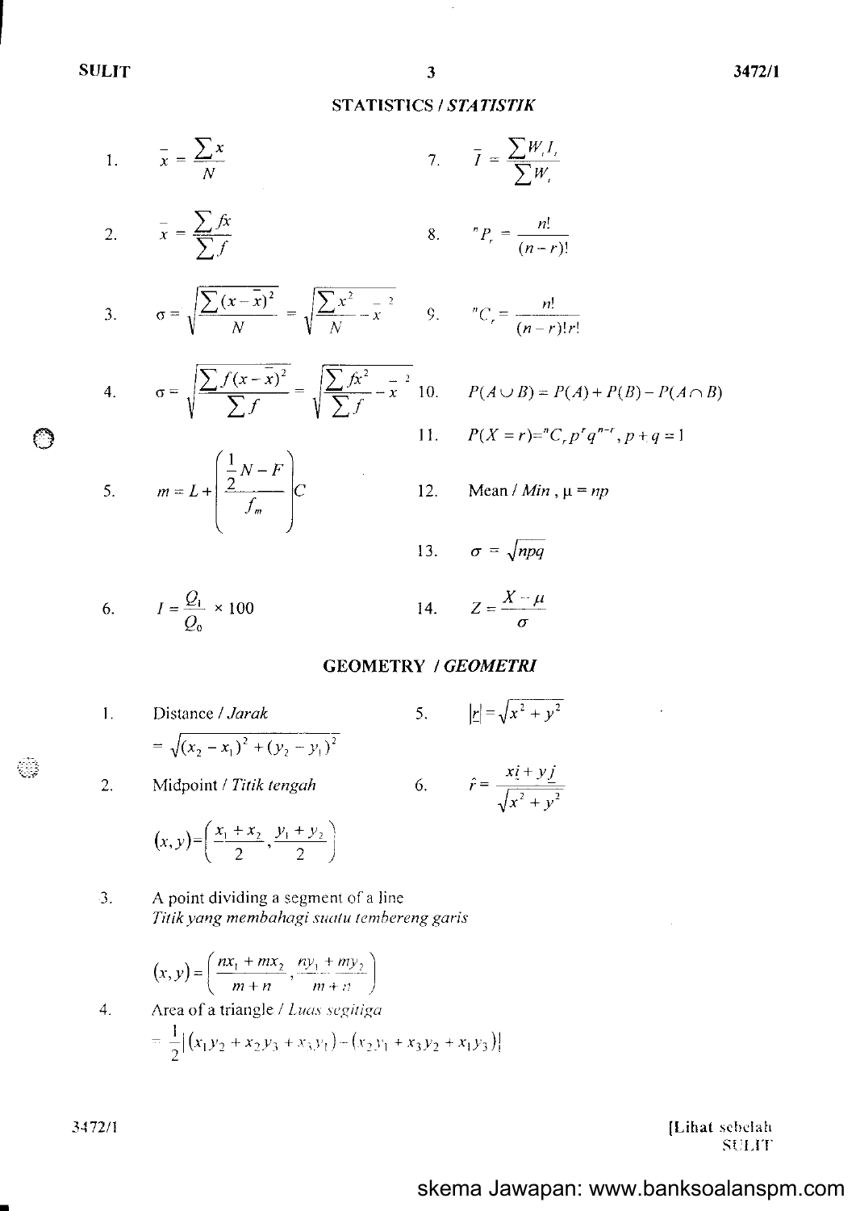## STATISTICS / *STATISTIK*

1. $\bar{x} = \dfrac{\sum x}{N}$

2. $\bar{x} = \dfrac{\sum fx}{\sum f}$

3. $\sigma = \sqrt{\dfrac{\sum (x-\bar{x})^2}{N}} = \sqrt{\dfrac{\sum x^2}{N} - \bar{x}^2}$

4. $\sigma = \sqrt{\dfrac{\sum f(x-\bar{x})^2}{\sum f}} = \sqrt{\dfrac{\sum fx^2}{\sum f} - \bar{x}^2}$

5. $m = L + \left( \dfrac{\frac{1}{2}N - F}{f_m} \right) C$

6. $I = \dfrac{Q_1}{Q_0} \times 100$

7. $\bar{I} = \dfrac{\sum W_i I_i}{\sum W_i}$

8. ${}^nP_r = \dfrac{n!}{(n-r)!}$

9. ${}^nC_r = \dfrac{n!}{(n-r)!r!}$

10. $P(A \cup B) = P(A) + P(B) - P(A \cap B)$

11. $P(X = r) = {}^nC_r p^r q^{n-r}, p + q = 1$

12. Mean / *Min* , $\mu = np$

13. $\sigma = \sqrt{npq}$

14. $Z = \dfrac{X - \mu}{\sigma}$

## GEOMETRY / *GEOMETRI*

1. Distance / *Jarak*

   $= \sqrt{(x_2 - x_1)^2 + (y_2 - y_1)^2}$

2. Midpoint / *Titik tengah*

   $(x, y) = \left( \dfrac{x_1 + x_2}{2}, \dfrac{y_1 + y_2}{2} \right)$

3. A point dividing a segment of a line
   *Titik yang membahagi suatu tembereng garis*

   $(x, y) = \left( \dfrac{nx_1 + mx_2}{m + n}, \dfrac{ny_1 + my_2}{m + n} \right)$

4. Area of a triangle / *Luas segitiga*

   $= \dfrac{1}{2} \left| (x_1 y_2 + x_2 y_3 + x_3 y_1) - (x_2 y_1 + x_3 y_2 + x_1 y_3) \right|$

5. $|\underset{\sim}{r}| = \sqrt{x^2 + y^2}$

6. $\hat{r} = \dfrac{x\underset{\sim}{i} + y\underset{\sim}{j}}{\sqrt{x^2 + y^2}}$

skema Jawapan: www.banksoalanspm.com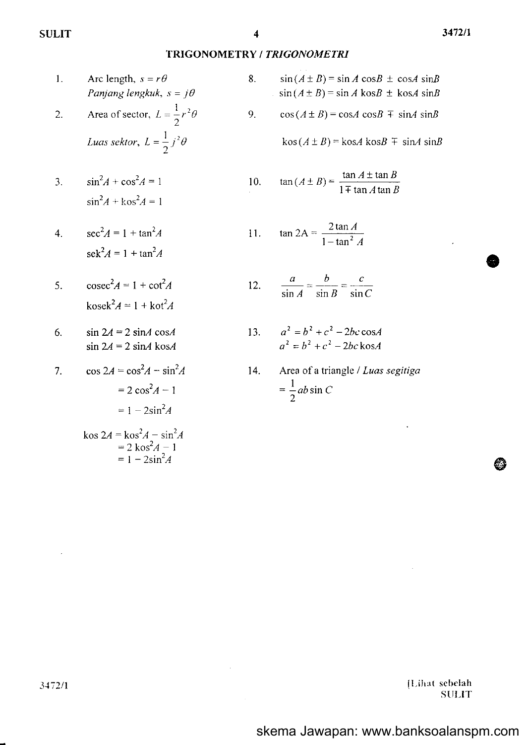## TRIGONOMETRY / *TRIGONOMETRI*

1. Arc length, $s = r\theta$
   *Panjang lengkuk*, $s = j\theta$

2. Area of sector, $L = \frac{1}{2}r^2\theta$
   *Luas sektor*, $L = \frac{1}{2}j^2\theta$

3. $\sin^2 A + \cos^2 A = 1$
   $\sin^2 A + \text{kos}^2 A = 1$

4. $\sec^2 A = 1 + \tan^2 A$
   $\text{sek}^2 A = 1 + \tan^2 A$

5. $\text{cosec}^2 A = 1 + \cot^2 A$
   $\text{kosek}^2 A = 1 + \text{kot}^2 A$

6. $\sin 2A = 2 \sin A \cos A$
   $\sin 2A = 2 \sin A \,\text{kos} A$

7. $\cos 2A = \cos^2 A - \sin^2 A$
   $= 2\cos^2 A - 1$
   $= 1 - 2\sin^2 A$

   $\text{kos}\, 2A = \text{kos}^2 A - \sin^2 A$
   $= 2\,\text{kos}^2 A - 1$
   $= 1 - 2\sin^2 A$

8. $\sin(A \pm B) = \sin A \cos B \pm \cos A \sin B$
   $\sin(A \pm B) = \sin A \,\text{kos} B \pm \text{kos} A \sin B$

9. $\cos(A \pm B) = \cos A \cos B \mp \sin A \sin B$
   $\text{kos}(A \pm B) = \text{kos} A \,\text{kos} B \mp \sin A \sin B$

10. $\tan(A \pm B) = \dfrac{\tan A \pm \tan B}{1 \mp \tan A \tan B}$

11. $\tan 2A = \dfrac{2\tan A}{1 - \tan^2 A}$

12. $\dfrac{a}{\sin A} = \dfrac{b}{\sin B} = \dfrac{c}{\sin C}$

13. $a^2 = b^2 + c^2 - 2bc \cos A$
    $a^2 = b^2 + c^2 - 2bc\,\text{kos} A$

14. Area of a triangle / *Luas segitiga*
    $= \frac{1}{2}ab\sin C$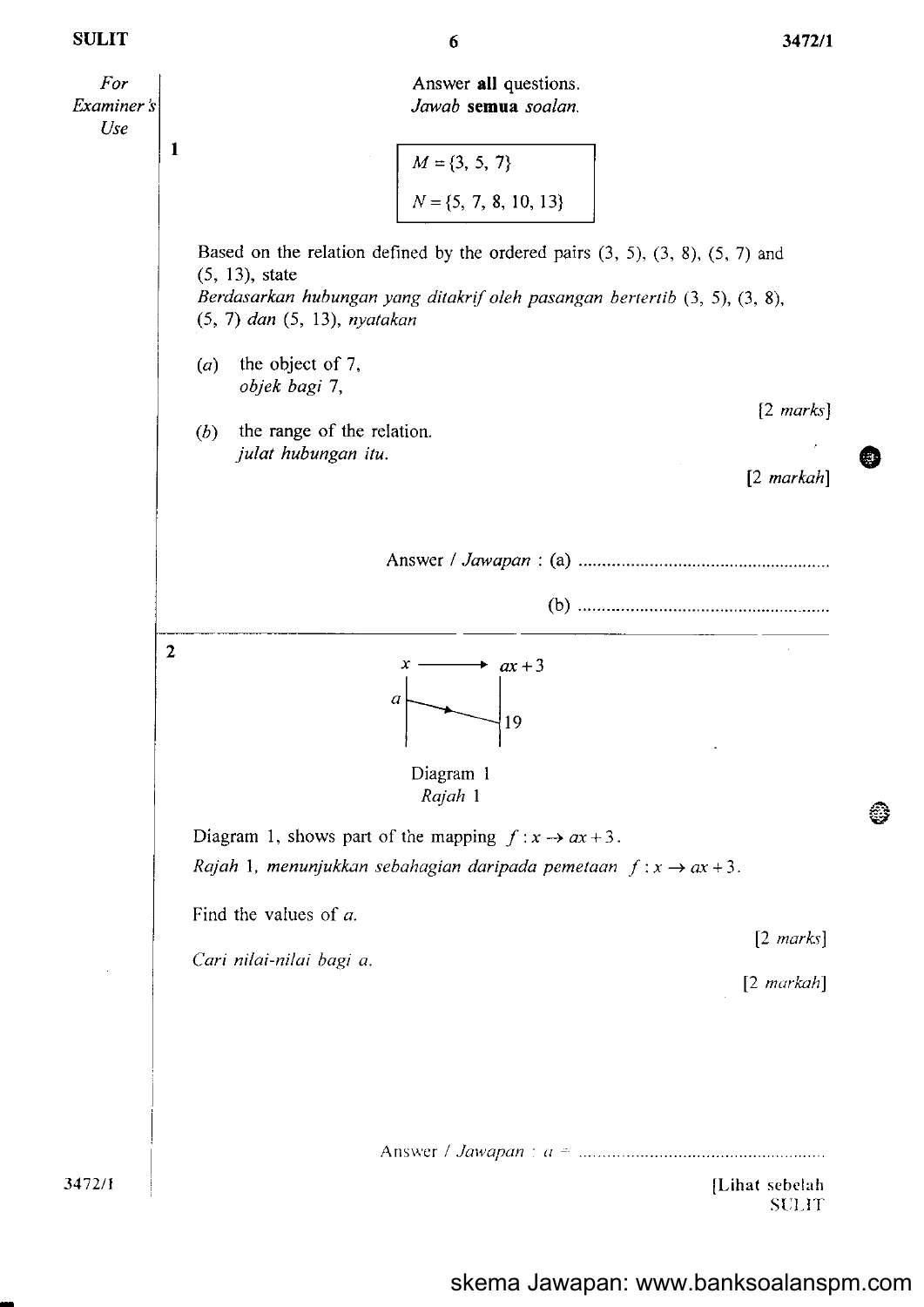For Examiner's Use

Answer **all** questions.
*Jawab **semua** soalan.*

**1**

$M = \{3, 5, 7\}$

$N = \{5, 7, 8, 10, 13\}$

Based on the relation defined by the ordered pairs (3, 5), (3, 8), (5, 7) and (5, 13), state
*Berdasarkan hubungan yang ditakrif oleh pasangan bertertib* (3, 5), (3, 8), (5, 7) *dan* (5, 13), *nyatakan*

(*a*) the object of 7,
*objek bagi* 7,

[2 *marks*]

(*b*) the range of the relation.
*julat hubungan itu.*

[2 *markah*]

Answer / *Jawapan* : (a) ....................................................

(b) ....................................................

**2**

$x \longrightarrow ax + 3$

$a \longrightarrow 19$

Diagram 1
*Rajah 1*

Diagram 1, shows part of the mapping $f : x \to ax + 3$.
*Rajah 1, menunjukkan sebahagian daripada pemetaan* $f : x \to ax + 3$.

Find the values of $a$.

[2 *marks*]

*Cari nilai-nilai bagi a.*

[2 *markah*]

Answer / *Jawapan* : $a$ = ....................................................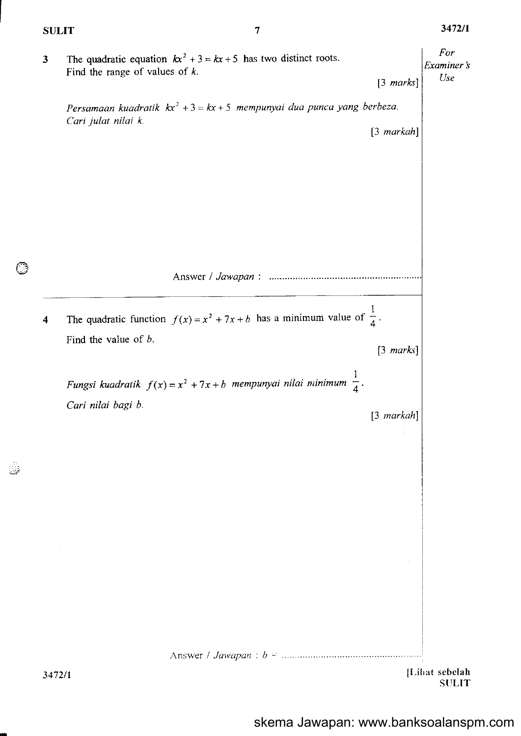For Examiner's Use

3 The quadratic equation $kx^2 + 3 = kx + 5$ has two distinct roots.
Find the range of values of $k$.

[3 *marks*]

*Persamaan kuadratik* $kx^2 + 3 = kx + 5$ *mempunyai dua punca yang berbeza.*
*Cari julat nilai* $k$.

[3 *markah*]

Answer / *Jawapan* : ..........................................................

---

4 The quadratic function $f(x) = x^2 + 7x + b$ has a minimum value of $\frac{1}{4}$.
Find the value of $b$.

[3 *marks*]

*Fungsi kuadratik* $f(x) = x^2 + 7x + b$ *mempunyai nilai minimum* $\frac{1}{4}$.
*Cari nilai bagi* $b$.

[3 *markah*]

Answer / *Jawapan* : $b =$ ..........................................................

skema Jawapan: www.banksoalanspm.com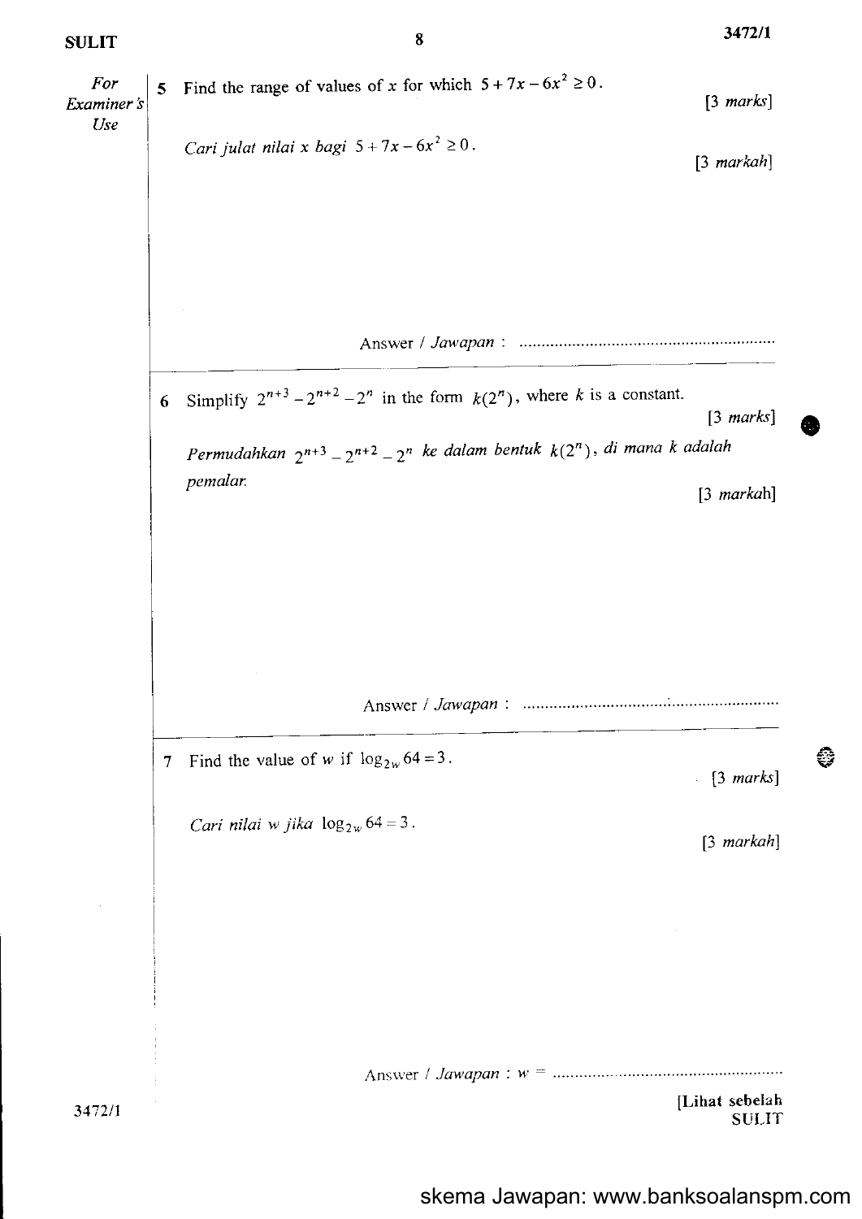*For Examiner's Use*

5 Find the range of values of $x$ for which $5 + 7x - 6x^2 \geq 0$.

[3 *marks*]

*Cari julat nilai x bagi* $5 + 7x - 6x^2 \geq 0$.

[3 *markah*]

Answer / *Jawapan* : ..........................................................

6 Simplify $2^{n+3} - 2^{n+2} - 2^n$ in the form $k(2^n)$, where $k$ is a constant.

[3 *marks*]

*Permudahkan* $2^{n+3} - 2^{n+2} - 2^n$ *ke dalam bentuk* $k(2^n)$, *di mana k adalah pemalar.*

[3 *markah*]

Answer / *Jawapan* : ..........................................................

7 Find the value of $w$ if $\log_{2w} 64 = 3$.

[3 *marks*]

*Cari nilai w jika* $\log_{2w} 64 = 3$.

[3 *markah*]

Answer / *Jawapan* : $w$ = ..........................................................

[Lihat sebelah
SULIT

skema Jawapan: www.banksoalanspm.com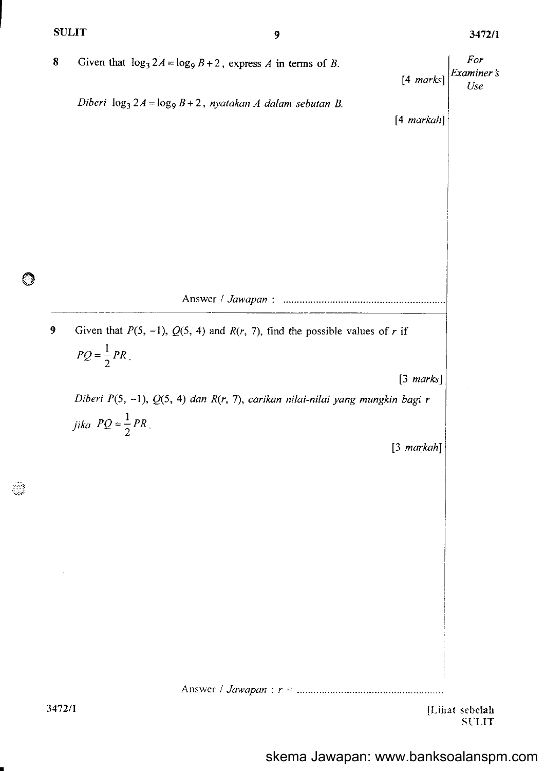8 Given that $\log_3 2A = \log_9 B + 2$, express $A$ in terms of $B$.

[4 *marks*]

*Diberi* $\log_3 2A = \log_9 B + 2$, *nyatakan A dalam sebutan B.*

[4 *markah*]

Answer / *Jawapan* : ...........................................................

---

9 Given that $P(5, -1)$, $Q(5, 4)$ and $R(r, 7)$, find the possible values of $r$ if $PQ = \frac{1}{2}PR$.

[3 *marks*]

*Diberi* $P(5, -1)$, $Q(5, 4)$ *dan* $R(r, 7)$, *carikan nilai-nilai yang mungkin bagi r jika* $PQ = \frac{1}{2}PR$.

[3 *markah*]

Answer / *Jawapan* : $r$ = ...........................................................

skema Jawapan: www.banksoalanspm.com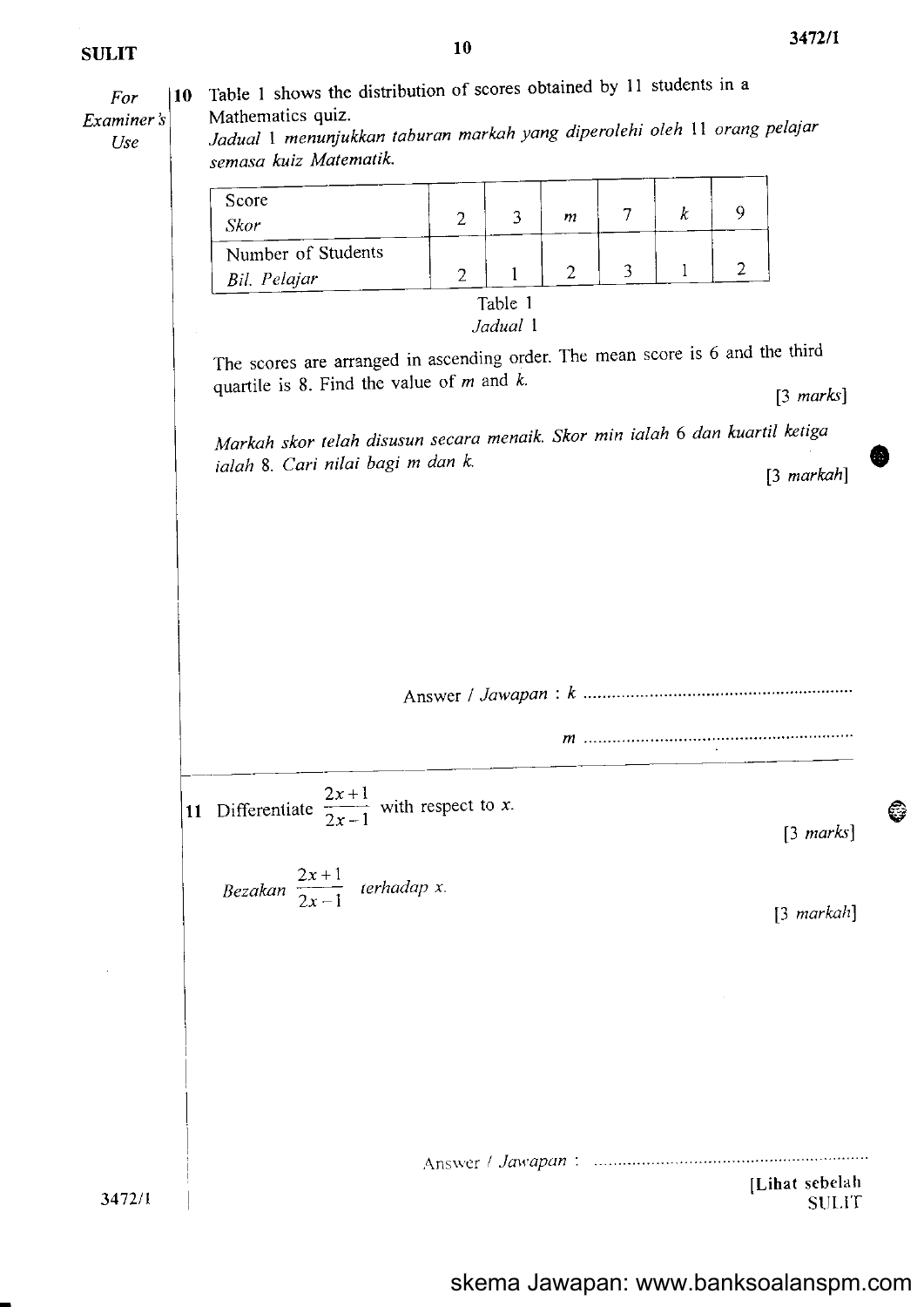For Examiner's Use

**10** Table 1 shows the distribution of scores obtained by 11 students in a Mathematics quiz.
*Jadual 1 menunjukkan taburan markah yang diperolehi oleh 11 orang pelajar semasa kuiz Matematik.*

| Score *Skor* | 2 | 3 | $m$ | 7 | $k$ | 9 |
|---|---|---|---|---|---|---|
| Number of Students *Bil. Pelajar* | 2 | 1 | 2 | 3 | 1 | 2 |

Table 1
*Jadual 1*

The scores are arranged in ascending order. The mean score is 6 and the third quartile is 8. Find the value of $m$ and $k$.

[3 *marks*]

*Markah skor telah disusun secara menaik. Skor min ialah 6 dan kuartil ketiga ialah 8. Cari nilai bagi m dan k.*

[3 *markah*]

Answer / *Jawapan* : $k$ ...............................................

$m$ ...............................................

---

**11** Differentiate $\dfrac{2x+1}{2x-1}$ with respect to $x$.

[3 *marks*]

*Bezakan* $\dfrac{2x+1}{2x-1}$ *terhadap x.*

[3 *markah*]

Answer / *Jawapan* : ...............................................

[Lihat sebelah
SULIT

skema Jawapan: www.banksoalanspm.com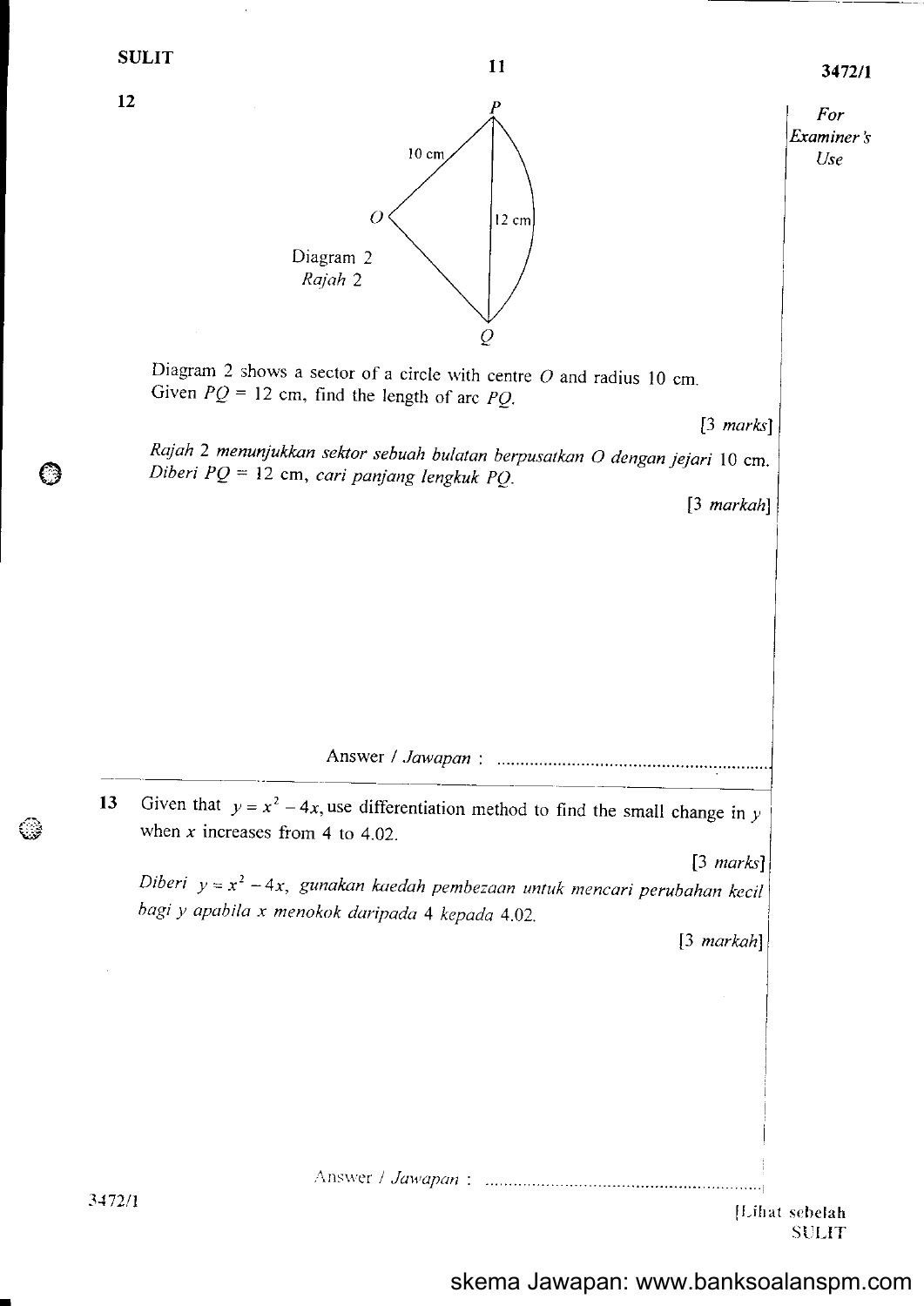**12**

Diagram 2
*Rajah 2*

Diagram 2 shows a sector of a circle with centre $O$ and radius 10 cm. Given $PQ = 12$ cm, find the length of arc $PQ$.

[3 *marks*]

*Rajah 2 menunjukkan sektor sebuah bulatan berpusatkan O dengan jejari* 10 cm. *Diberi* $PQ = 12$ cm, *cari panjang lengkuk* $PQ$.

[3 *markah*]

Answer / *Jawapan* : ..........................................................

**13** Given that $y = x^2 - 4x$, use differentiation method to find the small change in $y$ when $x$ increases from 4 to 4.02.

[3 *marks*]

*Diberi* $y = x^2 - 4x$, *gunakan kaedah pembezaan untuk mencari perubahan kecil bagi y apabila x menokok daripada* 4 *kepada* 4.02.

[3 *markah*]

Answer / *Jawapan* : ..........................................................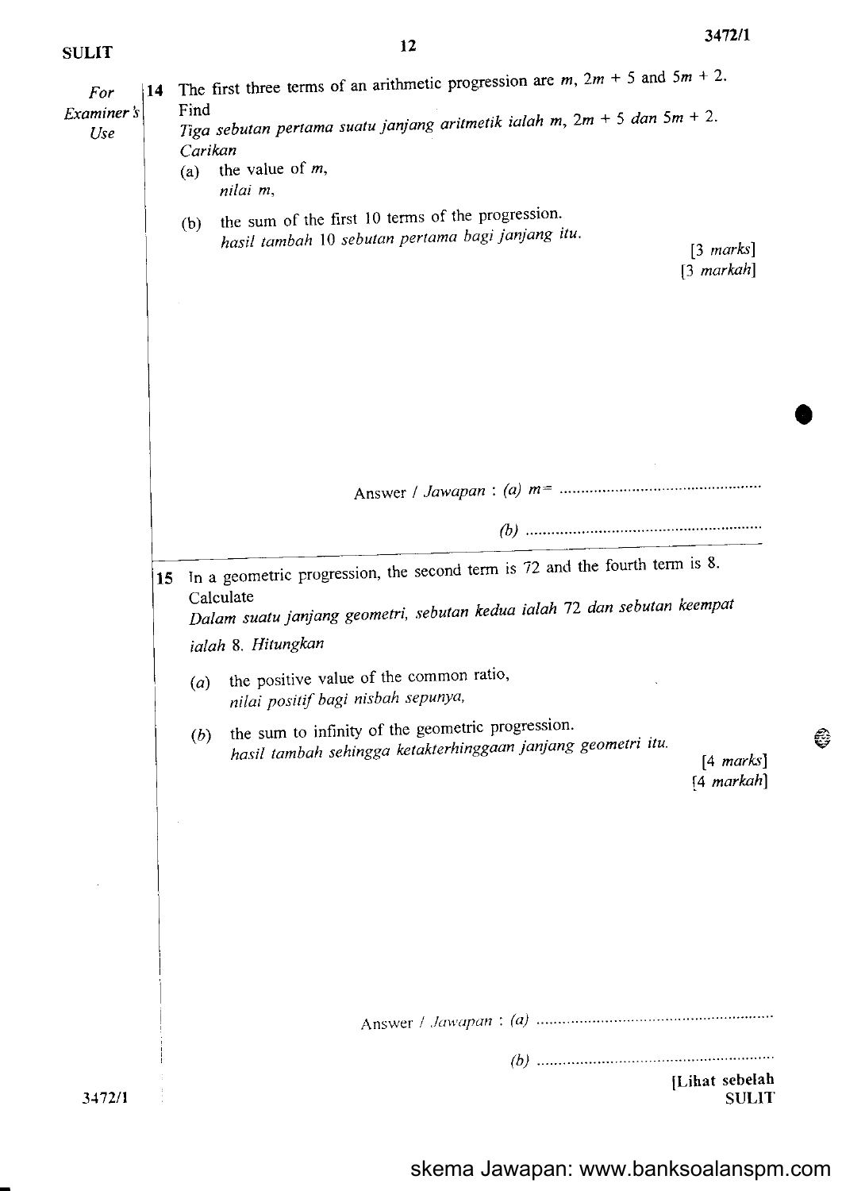For Examiner's Use

**14** The first three terms of an arithmetic progression are $m$, $2m + 5$ and $5m + 2$. Find

*Tiga sebutan pertama suatu janjang aritmetik ialah $m$, $2m + 5$ dan $5m + 2$. Carikan*

(a) the value of $m$,
*nilai $m$,*

(b) the sum of the first 10 terms of the progression.
*hasil tambah 10 sebutan pertama bagi janjang itu.*

[3 *marks*]
[3 *markah*]

Answer / *Jawapan* : (a) $m$= ..............................................

(b) ..............................................

---

**15** In a geometric progression, the second term is 72 and the fourth term is 8. Calculate

*Dalam suatu janjang geometri, sebutan kedua ialah 72 dan sebutan keempat ialah 8. Hitungkan*

(a) the positive value of the common ratio,
*nilai positif bagi nisbah sepunya,*

(b) the sum to infinity of the geometric progression.
*hasil tambah sehingga ketakterhinggaan janjang geometri itu.*

[4 *marks*]
[4 *markah*]

Answer / *Jawapan* : (a) ..............................................

(b) ..............................................

[Lihat sebelah
SULIT

skema Jawapan: www.banksoalanspm.com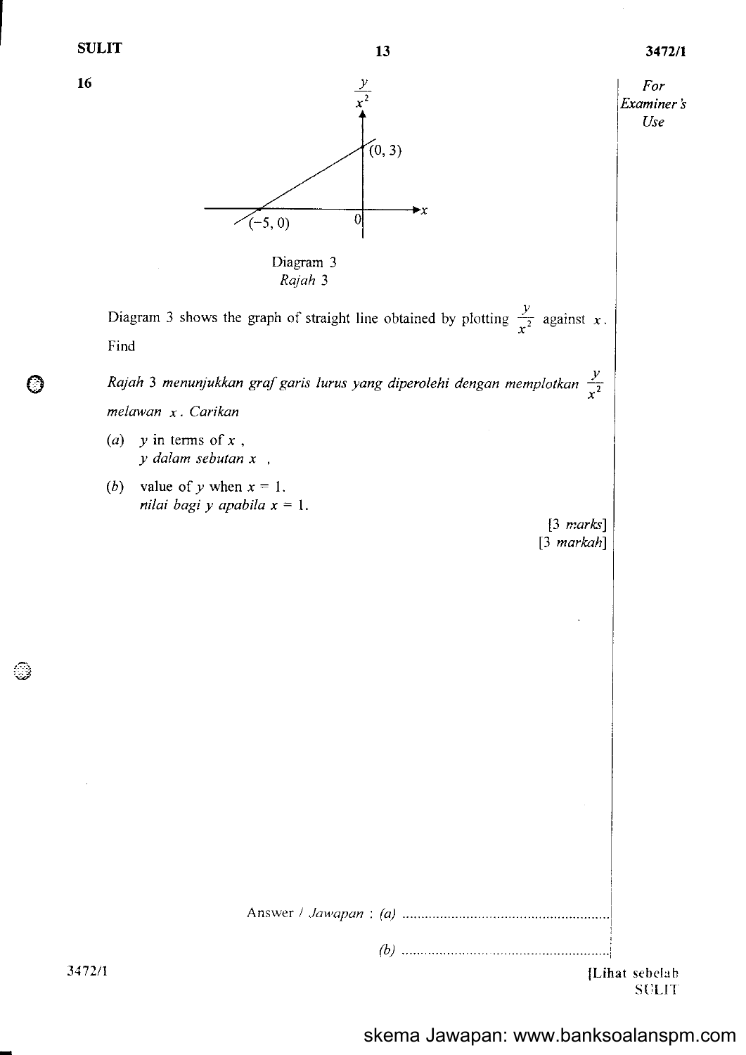**16**

Diagram 3
*Rajah 3*

Diagram 3 shows the graph of straight line obtained by plotting $\frac{y}{x^2}$ against $x$. Find

*Rajah 3 menunjukkan graf garis lurus yang diperolehi dengan memplotkan $\frac{y}{x^2}$ melawan $x$. Carikan*

(*a*) $y$ in terms of $x$ ,
*$y$ dalam sebutan $x$* ,

(*b*) value of $y$ when $x = 1$.
*nilai bagi $y$ apabila $x = 1$.*

[3 *marks*]
[3 *markah*]

Answer / *Jawapan* : (*a*) ..........................................................

(*b*) ..........................................................

skema Jawapan: www.banksoalanspm.com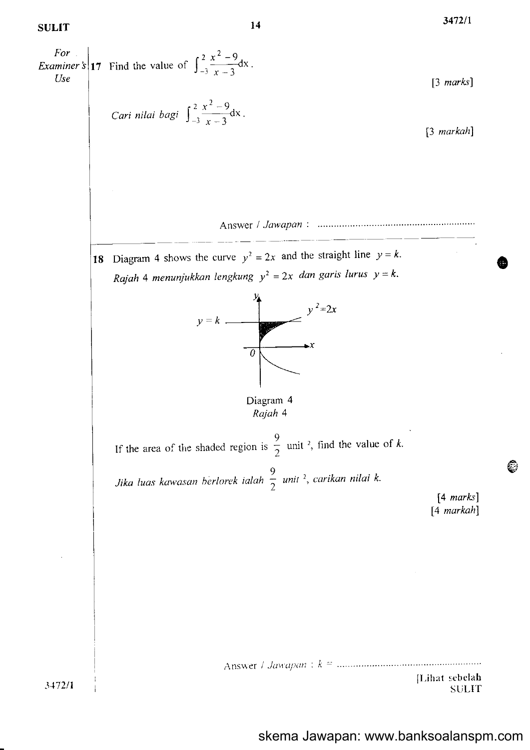For Examiner's Use

**17** Find the value of $\int_{-3}^{2} \frac{x^2 - 9}{x - 3} dx$.

[3 *marks*]

*Cari nilai bagi* $\int_{-3}^{2} \frac{x^2 - 9}{x - 3} dx$.

[3 *markah*]

Answer / *Jawapan* : ..........................................................

---

**18** Diagram 4 shows the curve $y^2 = 2x$ and the straight line $y = k$.

*Rajah 4 menunjukkan lengkung* $y^2 = 2x$ *dan garis lurus* $y = k$.

Diagram 4
*Rajah 4*

If the area of the shaded region is $\frac{9}{2}$ unit $^2$, find the value of $k$.

*Jika luas kawasan berlorek ialah* $\frac{9}{2}$ *unit* $^2$, *carikan nilai* $k$.

[4 *marks*]
[4 *markah*]

Answer / *Jawapan* : $k$ = ..........................................................

[Lihat sebelah
SULIT

skema Jawapan: www.banksoalanspm.com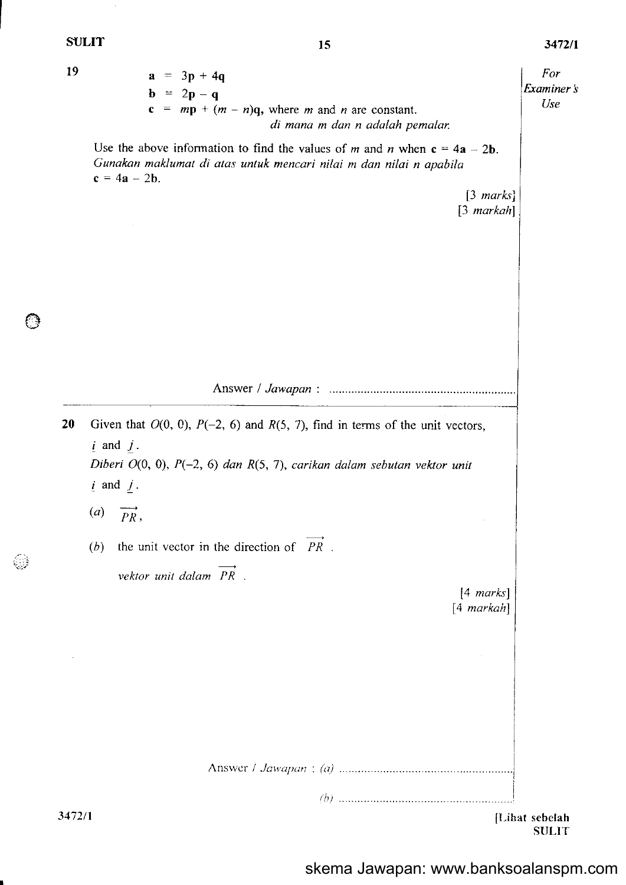**19**

$$\mathbf{a} = 3\mathbf{p} + 4\mathbf{q}$$
$$\mathbf{b} = 2\mathbf{p} - \mathbf{q}$$
$$\mathbf{c} = m\mathbf{p} + (m - n)\mathbf{q},$$ where $m$ and $n$ are constant.
*di mana m dan n adalah pemalar.*

Use the above information to find the values of $m$ and $n$ when $\mathbf{c} = 4\mathbf{a} - 2\mathbf{b}$.
*Gunakan maklumat di atas untuk mencari nilai m dan nilai n apabila* $\mathbf{c} = 4\mathbf{a} - 2\mathbf{b}$.

[3 *marks*]
[3 *markah*]

Answer / *Jawapan* : ..........................................................

---

**20** Given that $O(0, 0)$, $P(-2, 6)$ and $R(5, 7)$, find in terms of the unit vectors, $\underset{\sim}{i}$ and $\underset{\sim}{j}$.
*Diberi* $O(0, 0)$, $P(-2, 6)$ *dan* $R(5, 7)$, *carikan dalam sebutan vektor unit* $\underset{\sim}{i}$ and $\underset{\sim}{j}$.

(*a*) $\overrightarrow{PR}$,

(*b*) the unit vector in the direction of $\overrightarrow{PR}$.

*vektor unit dalam* $\overrightarrow{PR}$.

[4 *marks*]
[4 *markah*]

Answer / *Jawapan* : (*a*) ..........................................................

(*b*) ..........................................................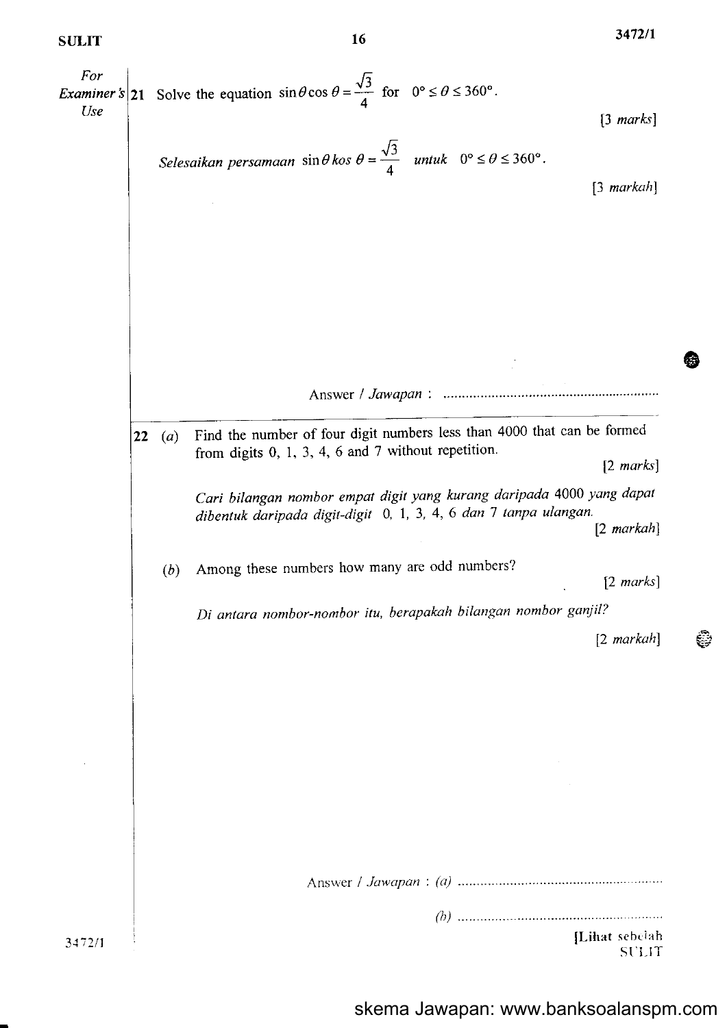For Examiner's Use

**21** Solve the equation $\sin\theta\cos\theta = \frac{\sqrt{3}}{4}$ for $0° \leq \theta \leq 360°$.

[3 *marks*]

*Selesaikan persamaan* $\sin\theta\, kos\,\theta = \frac{\sqrt{3}}{4}$ *untuk* $0° \leq \theta \leq 360°$.

[3 *markah*]

Answer / *Jawapan* : ..........................................................

**22** (*a*) Find the number of four digit numbers less than 4000 that can be formed from digits 0, 1, 3, 4, 6 and 7 without repetition.

[2 *marks*]

*Cari bilangan nombor empat digit yang kurang daripada* 4000 *yang dapat dibentuk daripada digit-digit* 0, 1, 3, 4, 6 *dan* 7 *tanpa ulangan.*

[2 *markah*]

(*b*) Among these numbers how many are odd numbers?

[2 *marks*]

*Di antara nombor-nombor itu, berapakah bilangan nombor ganjil?*

[2 *markah*]

Answer / *Jawapan* : (*a*) ..........................................................

(*b*) ..........................................................

[Lihat sebelah
SULIT

skema Jawapan: www.banksoalanspm.com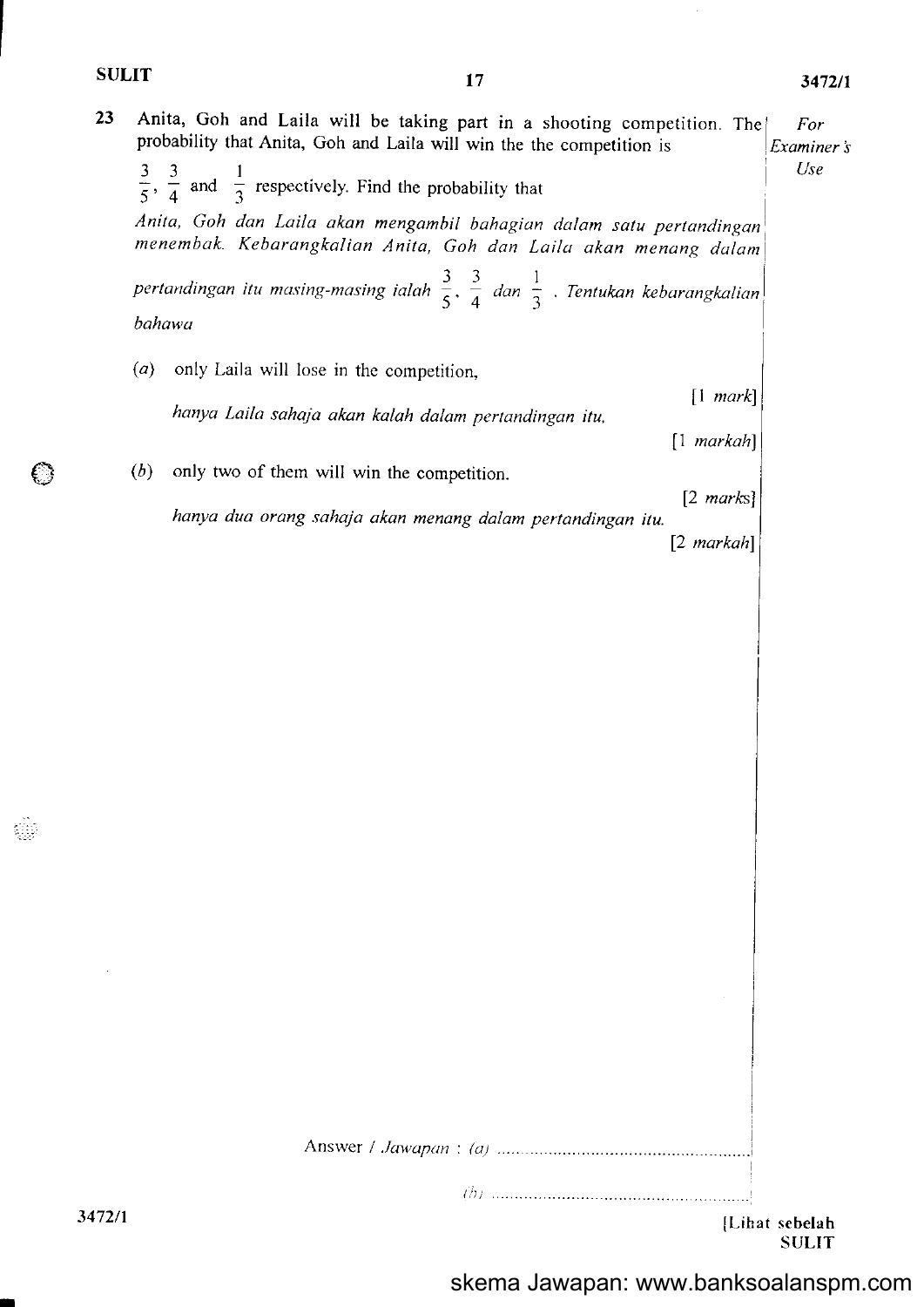**23** Anita, Goh and Laila will be taking part in a shooting competition. The probability that Anita, Goh and Laila will win the the competition is $\frac{3}{5}$, $\frac{3}{4}$ and $\frac{1}{3}$ respectively. Find the probability that

*Anita, Goh dan Laila akan mengambil bahagian dalam satu pertandingan menembak. Kebarangkalian Anita, Goh dan Laila akan menang dalam pertandingan itu masing-masing ialah* $\frac{3}{5}$, $\frac{3}{4}$ *dan* $\frac{1}{3}$ *. Tentukan kebarangkalian bahawa*

(*a*) only Laila will lose in the competition,

[1 *mark*]

*hanya Laila sahaja akan kalah dalam pertandingan itu,*

[1 *markah*]

(*b*) only two of them will win the competition.

[2 *marks*]

*hanya dua orang sahaja akan menang dalam pertandingan itu.*

[2 *markah*]

Answer / *Jawapan* : (*a*) ........................................

(*b*) ........................................

skema Jawapan: www.banksoalanspm.com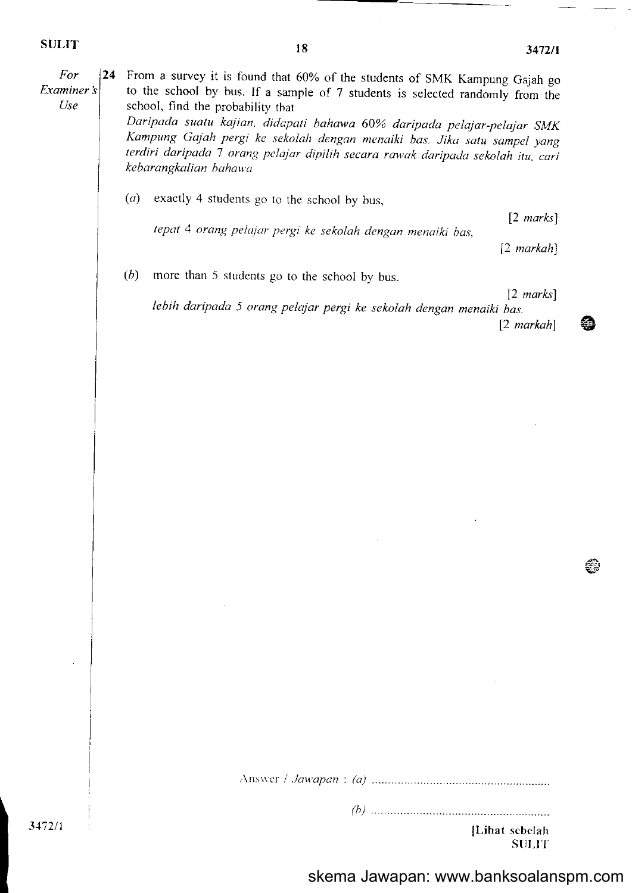For Examiner's Use

**24** From a survey it is found that 60% of the students of SMK Kampung Gajah go to the school by bus. If a sample of 7 students is selected randomly from the school, find the probability that

*Daripada suatu kajian, didapati bahawa 60% daripada pelajar-pelajar SMK Kampung Gajah pergi ke sekolah dengan menaiki bas. Jika satu sampel yang terdiri daripada 7 orang pelajar dipilih secara rawak daripada sekolah itu, cari kebarangkalian bahawa*

(*a*) exactly 4 students go to the school by bus,

[2 *marks*]

*tepat 4 orang pelajar pergi ke sekolah dengan menaiki bas,*

[2 *markah*]

(*b*) more than 5 students go to the school by bus.

[2 *marks*]

*lebih daripada 5 orang pelajar pergi ke sekolah dengan menaiki bas.*

[2 *markah*]

Answer / *Jawapan* : (*a*) ..........................................................

(*b*) ..........................................................

[Lihat sebelah

skema Jawapan: www.banksoalanspm.com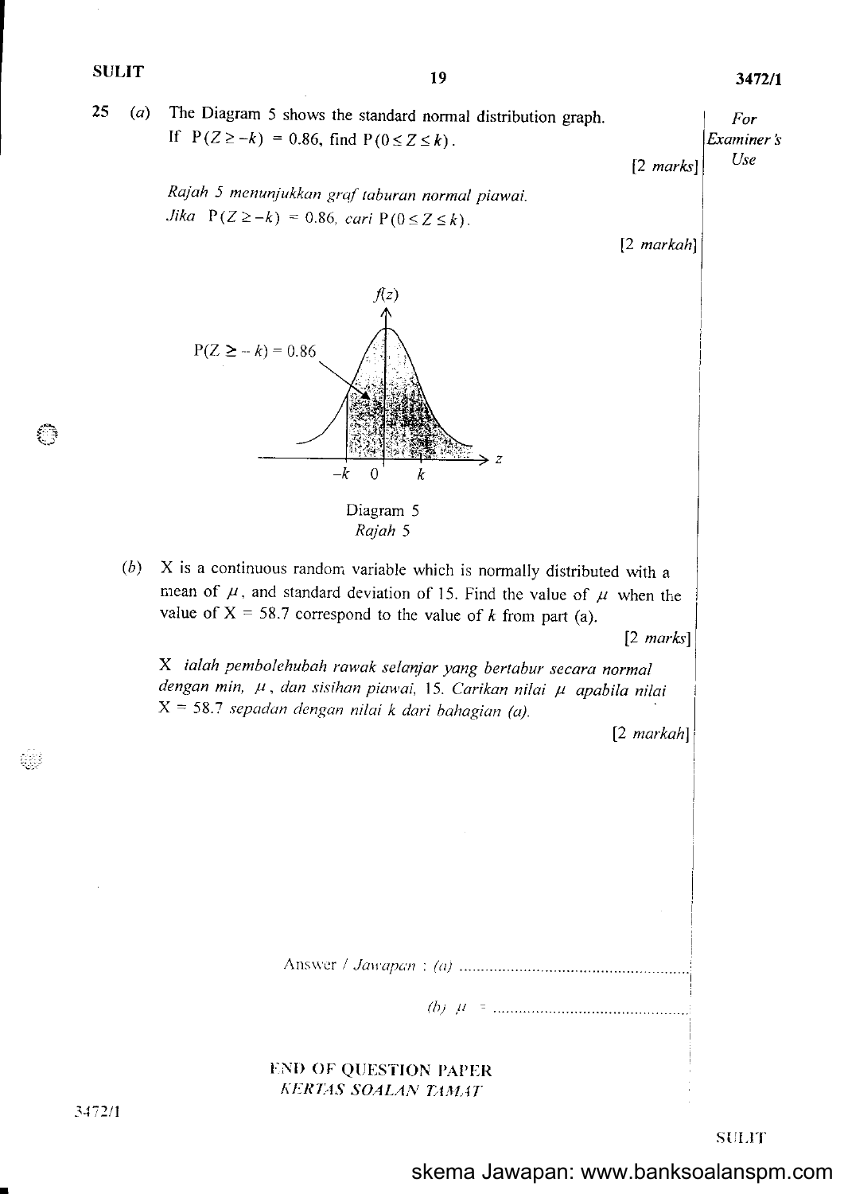25 (a) The Diagram 5 shows the standard normal distribution graph.
If $P(Z \geq -k) = 0.86$, find $P(0 \leq Z \leq k)$.

[2 marks]

*Rajah 5 menunjukkan graf taburan normal piawai.*
*Jika* $P(Z \geq -k) = 0.86$, *cari* $P(0 \leq Z \leq k)$.

[2 *markah*]

$f(z)$

$P(Z \geq -k) = 0.86$

$-k$ 0 $k$ $z$

Diagram 5
*Rajah 5*

(b) X is a continuous random variable which is normally distributed with a mean of $\mu$, and standard deviation of 15. Find the value of $\mu$ when the value of X = 58.7 correspond to the value of $k$ from part (a).

[2 *marks*]

*X ialah pembolehubah rawak selanjar yang bertabur secara normal dengan min,* $\mu$, *dan sisihan piawai, 15. Carikan nilai* $\mu$ *apabila nilai* X = 58.7 *sepadan dengan nilai k dari bahagian (a).*

[2 *markah*]

Answer / *Jawapan* : (a) ..........................................................

(b) $\mu$ = ..........................................................

**END OF QUESTION PAPER**
*KERTAS SOALAN TAMAT*

skema Jawapan: www.banksoalanspm.com